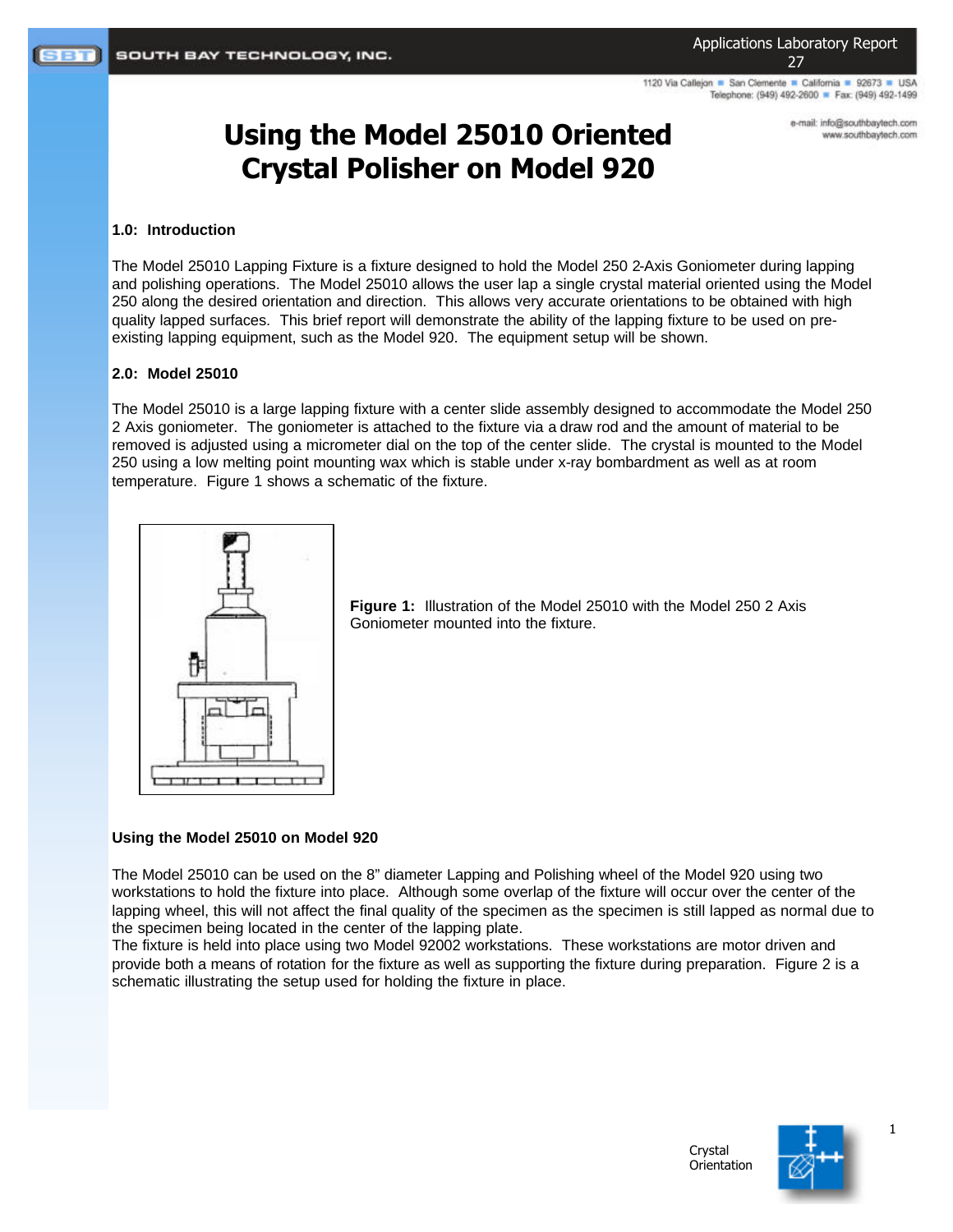# Using the Model 25010 Oriented Crystal Polisher on Model 920

### 1.0: Introduction

The Model 25010 Lapping Fixture is a fixture designed to hold the Model 250 2-Axis Goniometer during lapping and polishing operations. The Model 25010 allows the user lap a single crystal material oriented using the Model 250 along the desired orientation and direction. This allows very accurate orientations to be obtained with high quality lapped surfaces. This brief report will demonstrate the ability of the lapping fixture to be used on pre-existing lapping equipment, such as the Model 920. The equipment setup will be shown.

### 2.0: Model 25010

The Model 25010 is a large lapping fixture with a center slide assembly designed to accommodate the Model 250 2 Axis goniometer. The goniometer is attached to the fixture via a draw rod and the amount of material to be removed is adjusted using a micrometer dial on the top of the center slide. The crystal is mounted to the Model 250 using a low melting point mounting wax which is stable under x-ray bombardment as well as at room temperature. Figure 1 shows a schematic of the fixture.

**Figure 1:** Illustration of the Model 25010 with the Model 250 2 Axis Goniometer mounted into the fixture.

### Using the Model 25010 on Model 920

The Model 25010 can be used on the 8" diameter Lapping and Polishing wheel of the Model 920 using two workstations to hold the fixture into place. Although some overlap of the fixture will occur over the center of the lapping wheel, this will not affect the final quality of the specimen as the specimen is still lapped as normal due to the specimen being located in the center of the lapping plate.

The fixture is held into place using two Model 92002 workstations. These workstations are motor driven and provide both a means of rotation for the fixture as well as supporting the fixture during preparation. Figure 2 is a schematic illustrating the setup used for holding the fixture in place.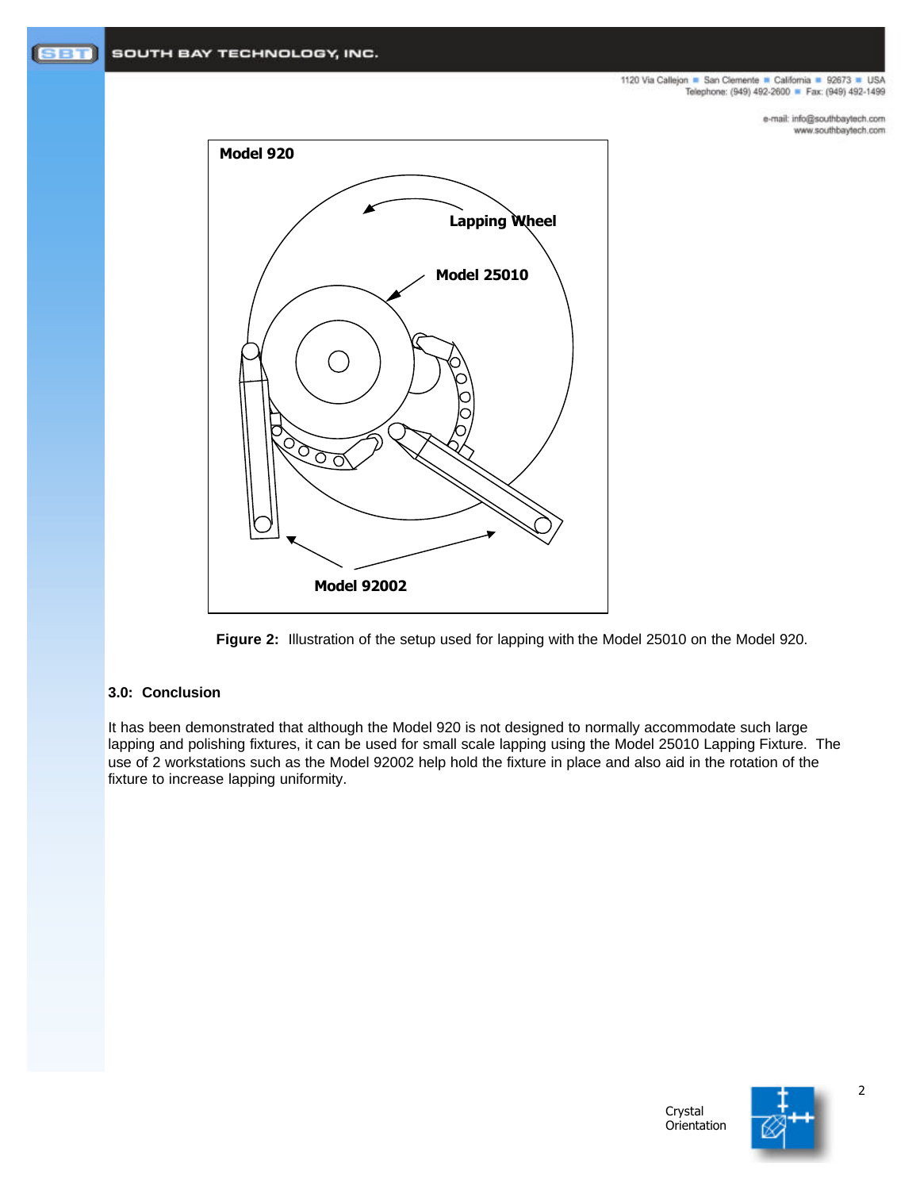Model 920

Lapping Wheel

Model 25010

Model 92002

**Figure 2:** Illustration of the setup used for lapping with the Model 25010 on the Model 920.

### 3.0: Conclusion

It has been demonstrated that although the Model 920 is not designed to normally accommodate such large lapping and polishing fixtures, it can be used for small scale lapping using the Model 25010 Lapping Fixture. The use of 2 workstations such as the Model 92002 help hold the fixture in place and also aid in the rotation of the fixture to increase lapping uniformity.